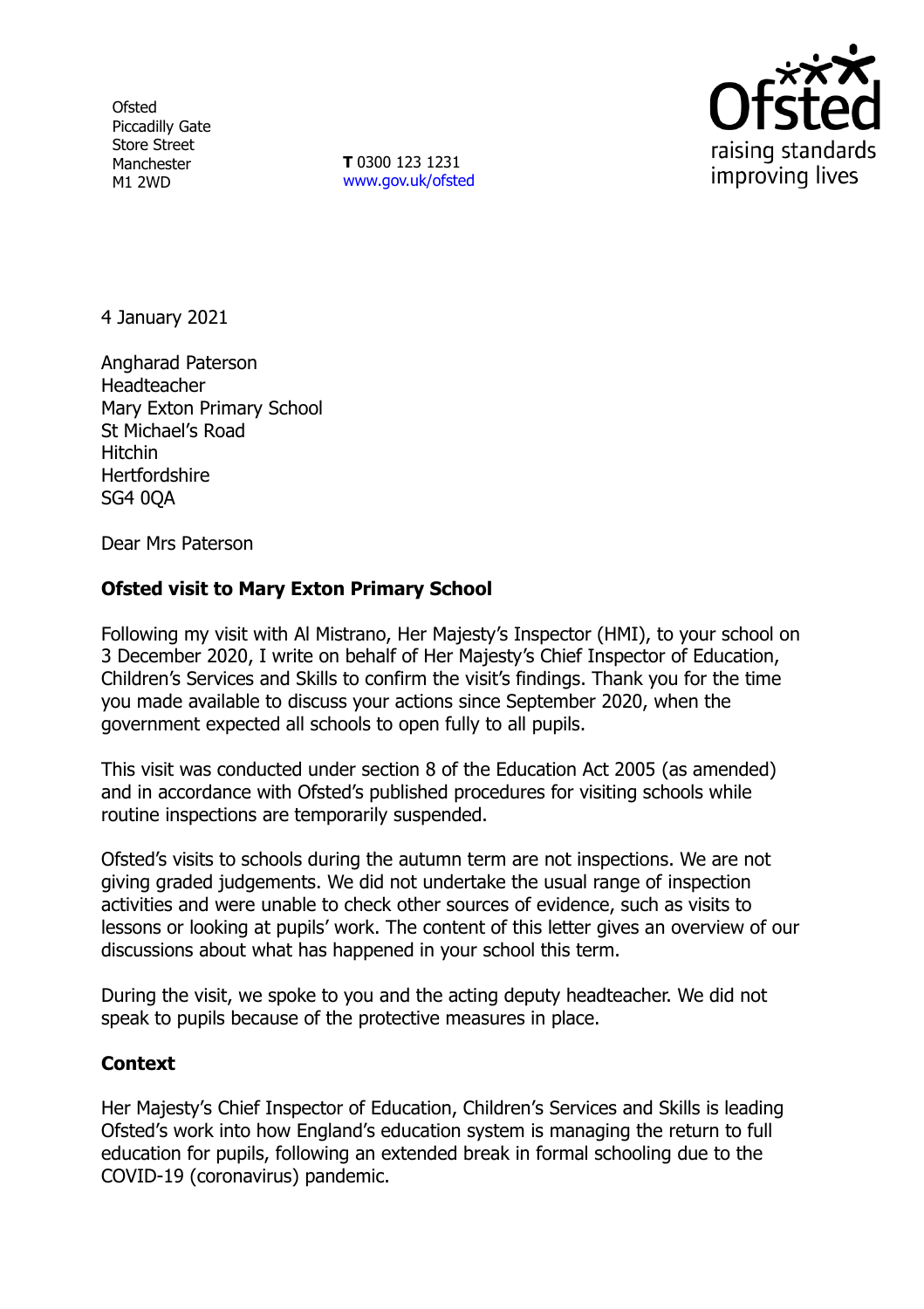Ofsted
Piccadilly Gate
Store Street
Manchester
M1 2WD

**T** 0300 123 1231
www.gov.uk/ofsted

4 January 2021

Angharad Paterson
Headteacher
Mary Exton Primary School
St Michael's Road
Hitchin
Hertfordshire
SG4 0QA

Dear Mrs Paterson

**Ofsted visit to Mary Exton Primary School**

Following my visit with Al Mistrano, Her Majesty's Inspector (HMI), to your school on 3 December 2020, I write on behalf of Her Majesty's Chief Inspector of Education, Children's Services and Skills to confirm the visit's findings. Thank you for the time you made available to discuss your actions since September 2020, when the government expected all schools to open fully to all pupils.

This visit was conducted under section 8 of the Education Act 2005 (as amended) and in accordance with Ofsted's published procedures for visiting schools while routine inspections are temporarily suspended.

Ofsted's visits to schools during the autumn term are not inspections. We are not giving graded judgements. We did not undertake the usual range of inspection activities and were unable to check other sources of evidence, such as visits to lessons or looking at pupils' work. The content of this letter gives an overview of our discussions about what has happened in your school this term.

During the visit, we spoke to you and the acting deputy headteacher. We did not speak to pupils because of the protective measures in place.

**Context**

Her Majesty's Chief Inspector of Education, Children's Services and Skills is leading Ofsted's work into how England's education system is managing the return to full education for pupils, following an extended break in formal schooling due to the COVID-19 (coronavirus) pandemic.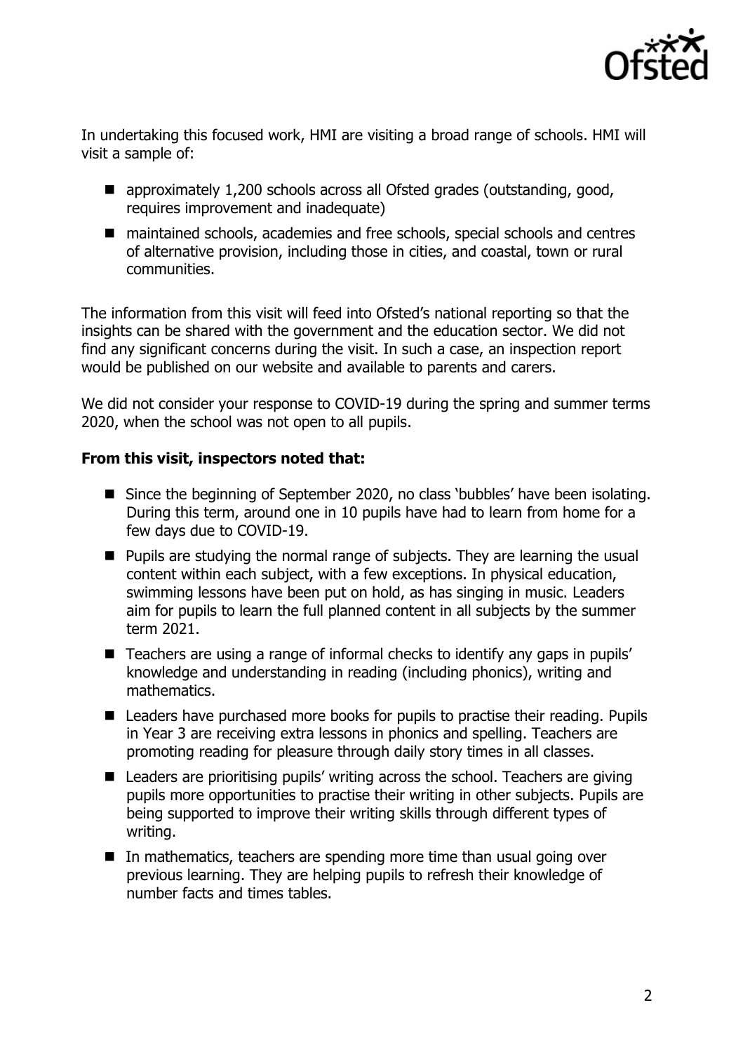In undertaking this focused work, HMI are visiting a broad range of schools. HMI will visit a sample of:

- approximately 1,200 schools across all Ofsted grades (outstanding, good, requires improvement and inadequate)
- maintained schools, academies and free schools, special schools and centres of alternative provision, including those in cities, and coastal, town or rural communities.

The information from this visit will feed into Ofsted's national reporting so that the insights can be shared with the government and the education sector. We did not find any significant concerns during the visit. In such a case, an inspection report would be published on our website and available to parents and carers.

We did not consider your response to COVID-19 during the spring and summer terms 2020, when the school was not open to all pupils.

**From this visit, inspectors noted that:**

- Since the beginning of September 2020, no class 'bubbles' have been isolating. During this term, around one in 10 pupils have had to learn from home for a few days due to COVID-19.
- Pupils are studying the normal range of subjects. They are learning the usual content within each subject, with a few exceptions. In physical education, swimming lessons have been put on hold, as has singing in music. Leaders aim for pupils to learn the full planned content in all subjects by the summer term 2021.
- Teachers are using a range of informal checks to identify any gaps in pupils' knowledge and understanding in reading (including phonics), writing and mathematics.
- Leaders have purchased more books for pupils to practise their reading. Pupils in Year 3 are receiving extra lessons in phonics and spelling. Teachers are promoting reading for pleasure through daily story times in all classes.
- Leaders are prioritising pupils' writing across the school. Teachers are giving pupils more opportunities to practise their writing in other subjects. Pupils are being supported to improve their writing skills through different types of writing.
- In mathematics, teachers are spending more time than usual going over previous learning. They are helping pupils to refresh their knowledge of number facts and times tables.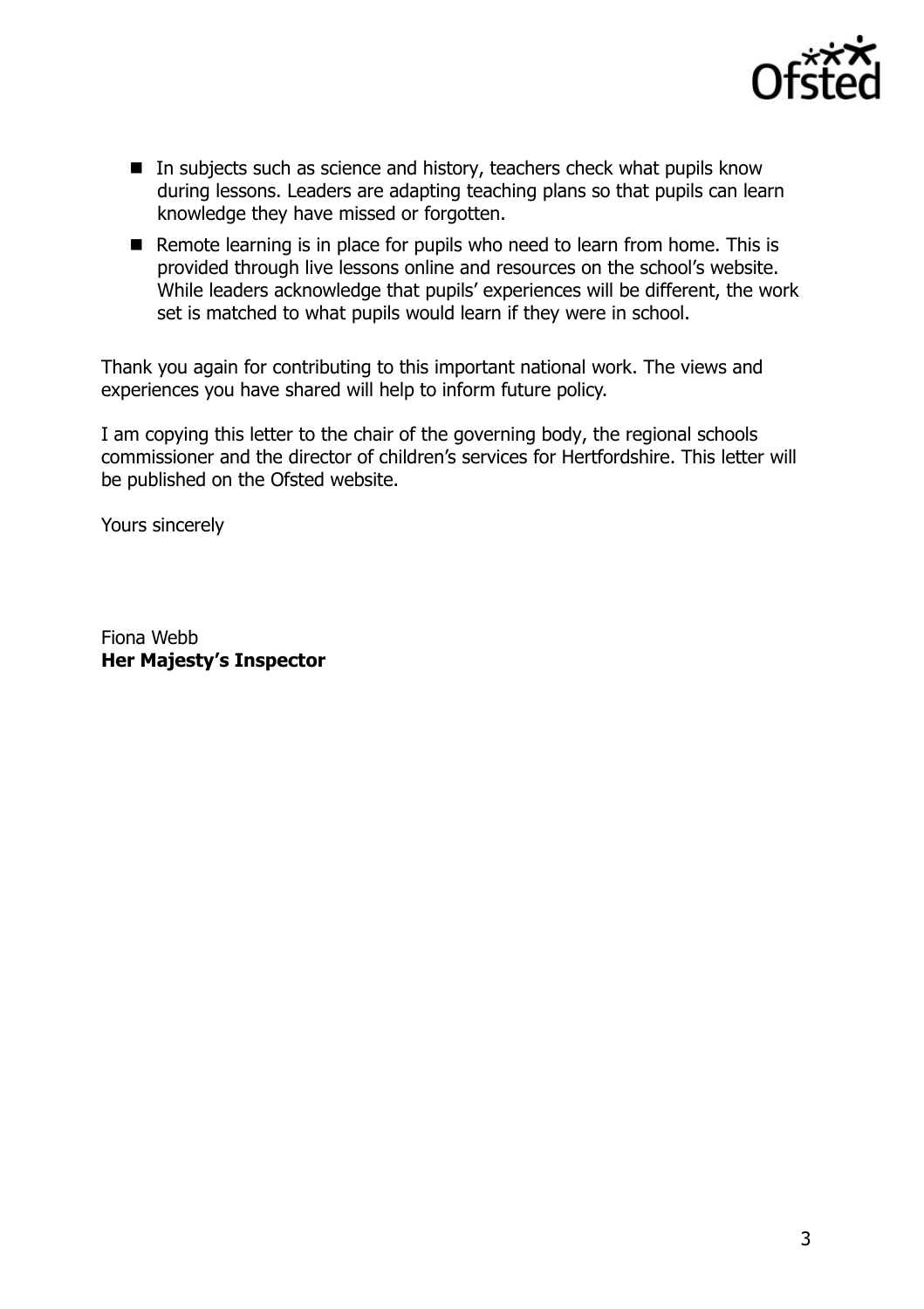- In subjects such as science and history, teachers check what pupils know during lessons. Leaders are adapting teaching plans so that pupils can learn knowledge they have missed or forgotten.
- Remote learning is in place for pupils who need to learn from home. This is provided through live lessons online and resources on the school's website. While leaders acknowledge that pupils' experiences will be different, the work set is matched to what pupils would learn if they were in school.

Thank you again for contributing to this important national work. The views and experiences you have shared will help to inform future policy.

I am copying this letter to the chair of the governing body, the regional schools commissioner and the director of children's services for Hertfordshire. This letter will be published on the Ofsted website.

Yours sincerely

Fiona Webb
**Her Majesty's Inspector**